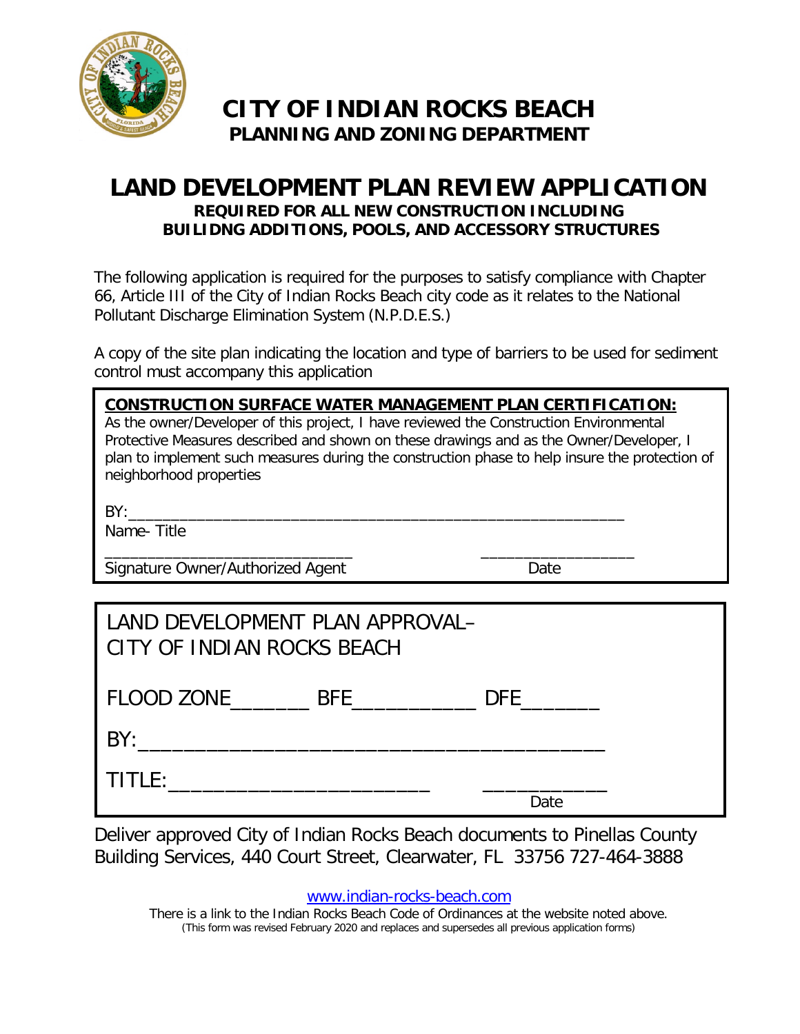# CITY OF INDIAN ROCKS BEACH
## PLANNING AND ZONING DEPARTMENT

# LAND DEVELOPMENT PLAN REVIEW APPLICATION
### REQUIRED FOR ALL NEW CONSTRUCTION INCLUDING BUILIDNG ADDITIONS, POOLS, AND ACCESSORY STRUCTURES

The following application is required for the purposes to satisfy compliance with Chapter 66, Article III of the City of Indian Rocks Beach city code as it relates to the National Pollutant Discharge Elimination System (N.P.D.E.S.)

A copy of the site plan indicating the location and type of barriers to be used for sediment control must accompany this application

**CONSTRUCTION SURFACE WATER MANAGEMENT PLAN CERTIFICATION:**
As the owner/Developer of this project, I have reviewed the Construction Environmental Protective Measures described and shown on these drawings and as the Owner/Developer, I plan to implement such measures during the construction phase to help insure the protection of neighborhood properties

BY:________________________________________________________________

Name- Title

______________________________ __________________

Signature Owner/Authorized Agent Date

LAND DEVELOPMENT PLAN APPROVAL–
CITY OF INDIAN ROCKS BEACH

FLOOD ZONE_______ BFE___________ DFE_______

BY:__________________________________________

TITLE:______________________ ___________

Date

Deliver approved City of Indian Rocks Beach documents to Pinellas County Building Services, 440 Court Street, Clearwater, FL 33756 727-464-3888

www.indian-rocks-beach.com

There is a link to the Indian Rocks Beach Code of Ordinances at the website noted above.
(This form was revised February 2020 and replaces and supersedes all previous application forms)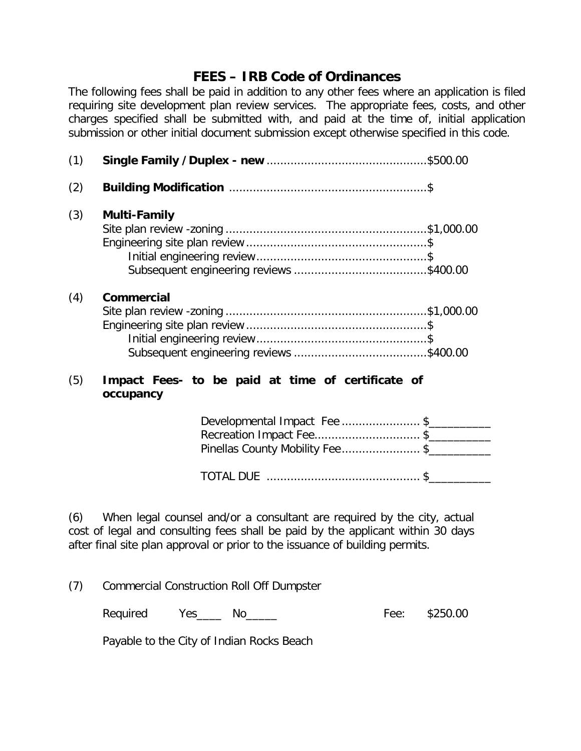# FEES – IRB Code of Ordinances

The following fees shall be paid in addition to any other fees where an application is filed requiring site development plan review services. The appropriate fees, costs, and other charges specified shall be submitted with, and paid at the time of, initial application submission or other initial document submission except otherwise specified in this code.

(1) **Single Family / Duplex - new** ..............................................$500.00

(2) **Building Modification** .........................................................$

(3) **Multi-Family**

Site plan review -zoning ..........................................................$1,000.00
Engineering site plan review ....................................................$
Initial engineering review.................................................$
Subsequent engineering reviews ......................................$400.00

(4) **Commercial**

Site plan review -zoning ..........................................................$1,000.00
Engineering site plan review ....................................................$
Initial engineering review.................................................$
Subsequent engineering reviews ......................................$400.00

(5) **Impact Fees- to be paid at time of certificate of occupancy**

Developmental Impact Fee ...................... $__________
Recreation Impact Fee.............................. $__________
Pinellas County Mobility Fee...................... $__________

TOTAL DUE ............................................ $__________

(6) When legal counsel and/or a consultant are required by the city, actual cost of legal and consulting fees shall be paid by the applicant within 30 days after final site plan approval or prior to the issuance of building permits.

(7) Commercial Construction Roll Off Dumpster

Required Yes____ No_____ Fee: $250.00

Payable to the City of Indian Rocks Beach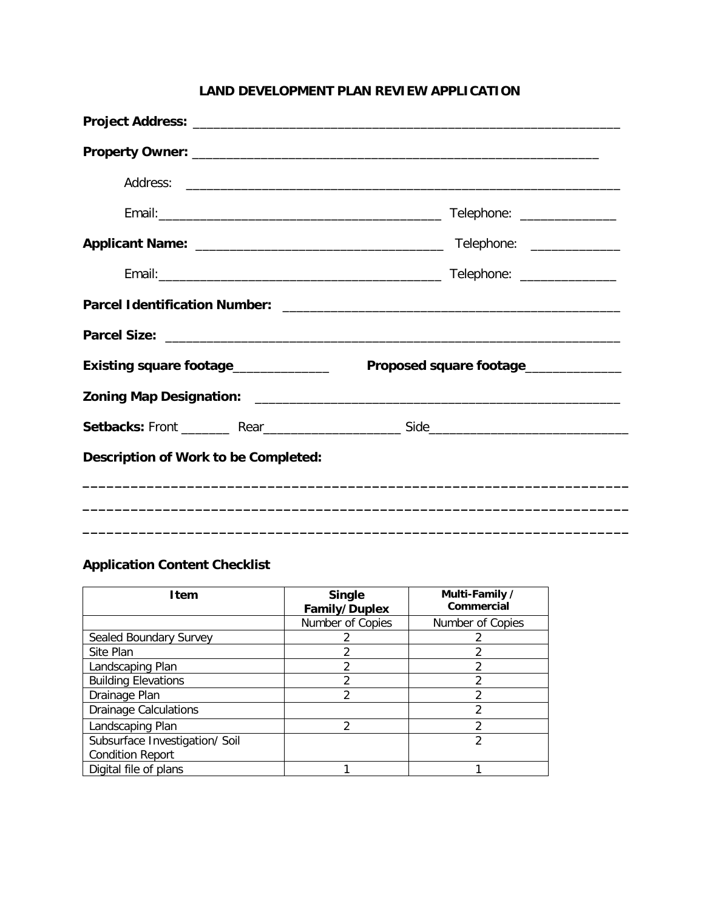# LAND DEVELOPMENT PLAN REVIEW APPLICATION

**Project Address:** ___________________________________________________________

**Property Owner:** _________________________________________________________

Address: ______________________________________________________________

Email:_________________________________________ Telephone: _____________

**Applicant Name:** _________________________________ Telephone: ____________

Email:_________________________________________ Telephone: _____________

**Parcel Identification Number:** _____________________________________________

**Parcel Size:** _________________________________________________________________

**Existing square footage**_____________ **Proposed square footage**_____________

**Zoning Map Designation:** ________________________________________________

**Setbacks:** Front _______ Rear__________________ Side__________________________

**Description of Work to be Completed:**

_________________________________________________________________

_________________________________________________________________

_________________________________________________________________

**Application Content Checklist**

| Item | Single Family/Duplex | Multi-Family / Commercial |
|---|---|---|
| | Number of Copies | Number of Copies |
| Sealed Boundary Survey | 2 | 2 |
| Site Plan | 2 | 2 |
| Landscaping Plan | 2 | 2 |
| Building Elevations | 2 | 2 |
| Drainage Plan | 2 | 2 |
| Drainage Calculations | | 2 |
| Landscaping Plan | 2 | 2 |
| Subsurface Investigation/ Soil Condition Report | | 2 |
| Digital file of plans | 1 | 1 |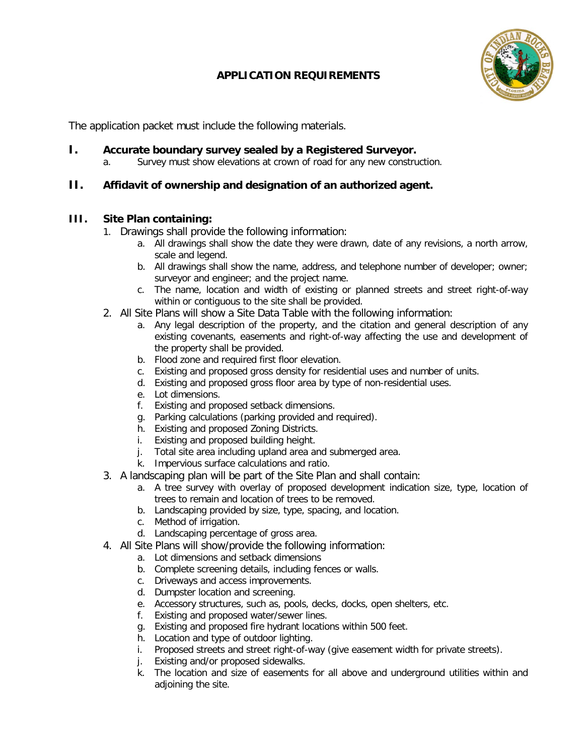## APPLICATION REQUIREMENTS

The application packet must include the following materials.

**I. Accurate boundary survey sealed by a Registered Surveyor.**

a. Survey must show elevations at crown of road for any new construction.

**II. Affidavit of ownership and designation of an authorized agent.**

**III. Site Plan containing:**

1. Drawings shall provide the following information:
   a. All drawings shall show the date they were drawn, date of any revisions, a north arrow, scale and legend.
   b. All drawings shall show the name, address, and telephone number of developer; owner; surveyor and engineer; and the project name.
   c. The name, location and width of existing or planned streets and street right-of-way within or contiguous to the site shall be provided.
2. All Site Plans will show a Site Data Table with the following information:
   a. Any legal description of the property, and the citation and general description of any existing covenants, easements and right-of-way affecting the use and development of the property shall be provided.
   b. Flood zone and required first floor elevation.
   c. Existing and proposed gross density for residential uses and number of units.
   d. Existing and proposed gross floor area by type of non-residential uses.
   e. Lot dimensions.
   f. Existing and proposed setback dimensions.
   g. Parking calculations (parking provided and required).
   h. Existing and proposed Zoning Districts.
   i. Existing and proposed building height.
   j. Total site area including upland area and submerged area.
   k. Impervious surface calculations and ratio.
3. A landscaping plan will be part of the Site Plan and shall contain:
   a. A tree survey with overlay of proposed development indication size, type, location of trees to remain and location of trees to be removed.
   b. Landscaping provided by size, type, spacing, and location.
   c. Method of irrigation.
   d. Landscaping percentage of gross area.
4. All Site Plans will show/provide the following information:
   a. Lot dimensions and setback dimensions
   b. Complete screening details, including fences or walls.
   c. Driveways and access improvements.
   d. Dumpster location and screening.
   e. Accessory structures, such as, pools, decks, docks, open shelters, etc.
   f. Existing and proposed water/sewer lines.
   g. Existing and proposed fire hydrant locations within 500 feet.
   h. Location and type of outdoor lighting.
   i. Proposed streets and street right-of-way (give easement width for private streets).
   j. Existing and/or proposed sidewalks.
   k. The location and size of easements for all above and underground utilities within and adjoining the site.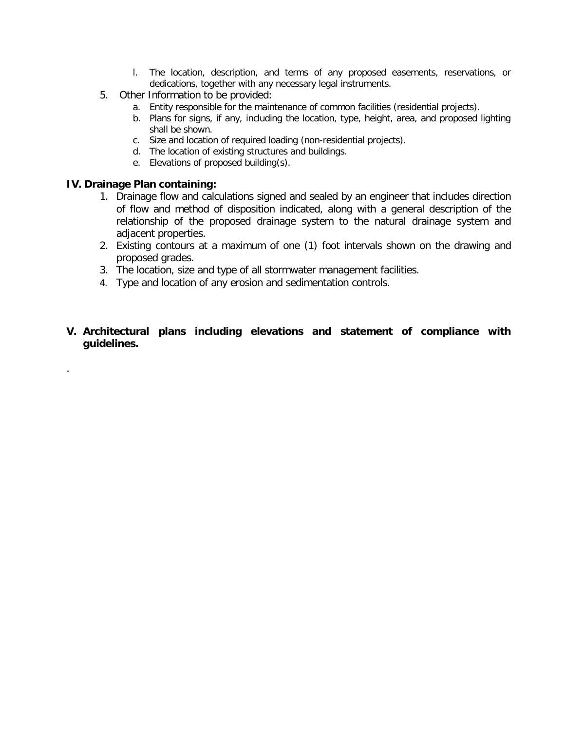l. The location, description, and terms of any proposed easements, reservations, or dedications, together with any necessary legal instruments.

5. Other Information to be provided:
   a. Entity responsible for the maintenance of common facilities (residential projects).
   b. Plans for signs, if any, including the location, type, height, area, and proposed lighting shall be shown.
   c. Size and location of required loading (non-residential projects).
   d. The location of existing structures and buildings.
   e. Elevations of proposed building(s).

## IV. Drainage Plan containing:

1. Drainage flow and calculations signed and sealed by an engineer that includes direction of flow and method of disposition indicated, along with a general description of the relationship of the proposed drainage system to the natural drainage system and adjacent properties.
2. Existing contours at a maximum of one (1) foot intervals shown on the drawing and proposed grades.
3. The location, size and type of all stormwater management facilities.
4. Type and location of any erosion and sedimentation controls.

## V. Architectural plans including elevations and statement of compliance with guidelines.

.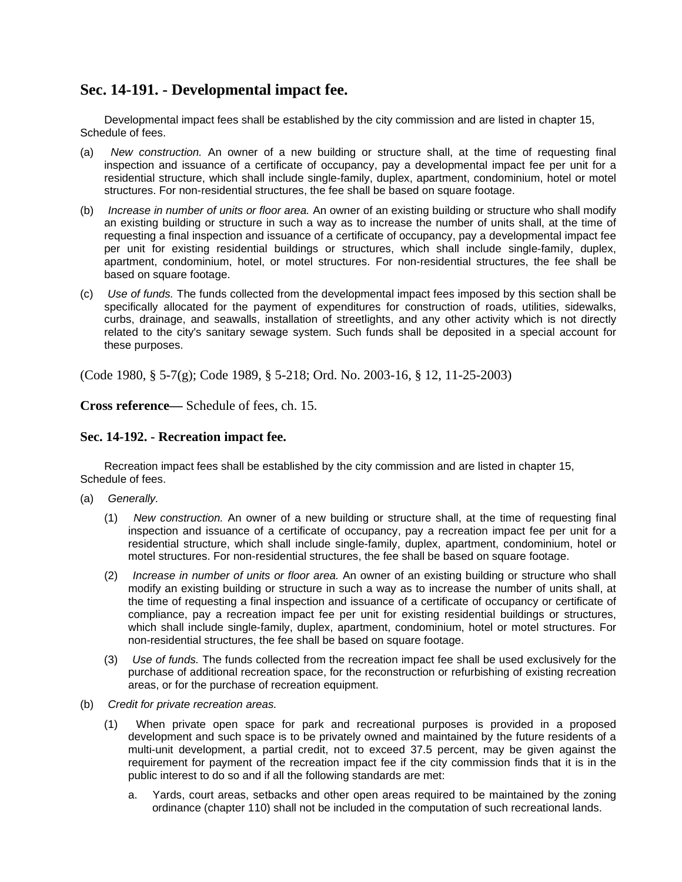## Sec. 14-191. - Developmental impact fee.

Developmental impact fees shall be established by the city commission and are listed in chapter 15, Schedule of fees.

(a) *New construction.* An owner of a new building or structure shall, at the time of requesting final inspection and issuance of a certificate of occupancy, pay a developmental impact fee per unit for a residential structure, which shall include single-family, duplex, apartment, condominium, hotel or motel structures. For non-residential structures, the fee shall be based on square footage.

(b) *Increase in number of units or floor area.* An owner of an existing building or structure who shall modify an existing building or structure in such a way as to increase the number of units shall, at the time of requesting a final inspection and issuance of a certificate of occupancy, pay a developmental impact fee per unit for existing residential buildings or structures, which shall include single-family, duplex, apartment, condominium, hotel, or motel structures. For non-residential structures, the fee shall be based on square footage.

(c) *Use of funds.* The funds collected from the developmental impact fees imposed by this section shall be specifically allocated for the payment of expenditures for construction of roads, utilities, sidewalks, curbs, drainage, and seawalls, installation of streetlights, and any other activity which is not directly related to the city's sanitary sewage system. Such funds shall be deposited in a special account for these purposes.

(Code 1980, § 5-7(g); Code 1989, § 5-218; Ord. No. 2003-16, § 12, 11-25-2003)

**Cross reference—** Schedule of fees, ch. 15.

### Sec. 14-192. - Recreation impact fee.

Recreation impact fees shall be established by the city commission and are listed in chapter 15, Schedule of fees.

(a) *Generally.*

(1) *New construction.* An owner of a new building or structure shall, at the time of requesting final inspection and issuance of a certificate of occupancy, pay a recreation impact fee per unit for a residential structure, which shall include single-family, duplex, apartment, condominium, hotel or motel structures. For non-residential structures, the fee shall be based on square footage.

(2) *Increase in number of units or floor area.* An owner of an existing building or structure who shall modify an existing building or structure in such a way as to increase the number of units shall, at the time of requesting a final inspection and issuance of a certificate of occupancy or certificate of compliance, pay a recreation impact fee per unit for existing residential buildings or structures, which shall include single-family, duplex, apartment, condominium, hotel or motel structures. For non-residential structures, the fee shall be based on square footage.

(3) *Use of funds.* The funds collected from the recreation impact fee shall be used exclusively for the purchase of additional recreation space, for the reconstruction or refurbishing of existing recreation areas, or for the purchase of recreation equipment.

(b) *Credit for private recreation areas.*

(1) When private open space for park and recreational purposes is provided in a proposed development and such space is to be privately owned and maintained by the future residents of a multi-unit development, a partial credit, not to exceed 37.5 percent, may be given against the requirement for payment of the recreation impact fee if the city commission finds that it is in the public interest to do so and if all the following standards are met:

a. Yards, court areas, setbacks and other open areas required to be maintained by the zoning ordinance (chapter 110) shall not be included in the computation of such recreational lands.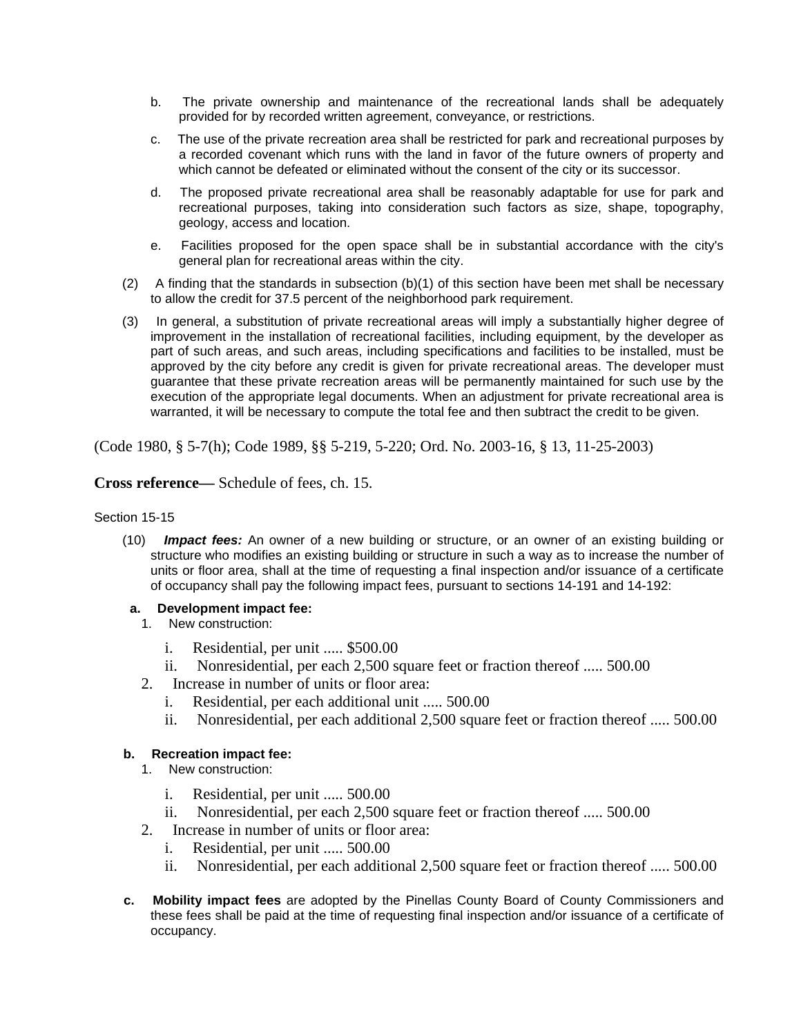b. The private ownership and maintenance of the recreational lands shall be adequately provided for by recorded written agreement, conveyance, or restrictions.

c. The use of the private recreation area shall be restricted for park and recreational purposes by a recorded covenant which runs with the land in favor of the future owners of property and which cannot be defeated or eliminated without the consent of the city or its successor.

d. The proposed private recreational area shall be reasonably adaptable for use for park and recreational purposes, taking into consideration such factors as size, shape, topography, geology, access and location.

e. Facilities proposed for the open space shall be in substantial accordance with the city's general plan for recreational areas within the city.

(2) A finding that the standards in subsection (b)(1) of this section have been met shall be necessary to allow the credit for 37.5 percent of the neighborhood park requirement.

(3) In general, a substitution of private recreational areas will imply a substantially higher degree of improvement in the installation of recreational facilities, including equipment, by the developer as part of such areas, and such areas, including specifications and facilities to be installed, must be approved by the city before any credit is given for private recreational areas. The developer must guarantee that these private recreation areas will be permanently maintained for such use by the execution of the appropriate legal documents. When an adjustment for private recreational area is warranted, it will be necessary to compute the total fee and then subtract the credit to be given.

(Code 1980, § 5-7(h); Code 1989, §§ 5-219, 5-220; Ord. No. 2003-16, § 13, 11-25-2003)

**Cross reference—** Schedule of fees, ch. 15.

Section 15-15

(10) ***Impact fees:*** An owner of a new building or structure, or an owner of an existing building or structure who modifies an existing building or structure in such a way as to increase the number of units or floor area, shall at the time of requesting a final inspection and/or issuance of a certificate of occupancy shall pay the following impact fees, pursuant to sections 14-191 and 14-192:

**a. Development impact fee:**

1. New construction:
   - i. Residential, per unit ..... $500.00
   - ii. Nonresidential, per each 2,500 square feet or fraction thereof ..... 500.00
2. Increase in number of units or floor area:
   - i. Residential, per each additional unit ..... 500.00
   - ii. Nonresidential, per each additional 2,500 square feet or fraction thereof ..... 500.00

**b. Recreation impact fee:**

1. New construction:
   - i. Residential, per unit ..... 500.00
   - ii. Nonresidential, per each 2,500 square feet or fraction thereof ..... 500.00
2. Increase in number of units or floor area:
   - i. Residential, per unit ..... 500.00
   - ii. Nonresidential, per each additional 2,500 square feet or fraction thereof ..... 500.00

**c. Mobility impact fees** are adopted by the Pinellas County Board of County Commissioners and these fees shall be paid at the time of requesting final inspection and/or issuance of a certificate of occupancy.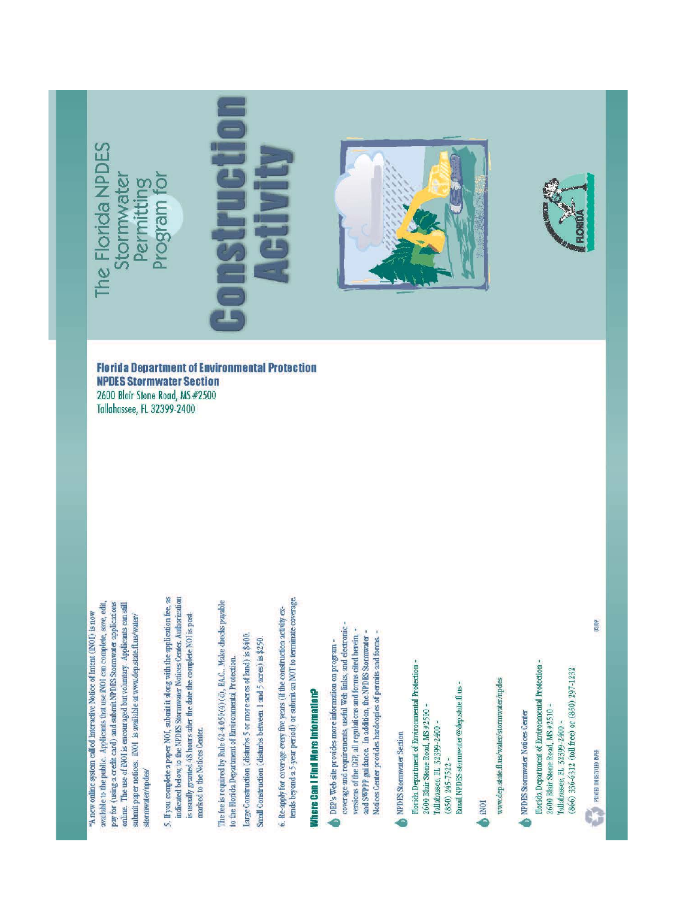*A new online system called Interactive Notice of Intent (iNOI) is now available to the public. Applicants that use iNOI can complete, save, edit, pay for (using a credit card) and submit NPDES Stormwater applications online. The use of iNOI is encouraged but voluntary. Applicants can still submit paper notices. INOI is available at www.dep.state.fl.us/water/stormwater/npdes/

5. If you complete a paper NOI, submit it along with the application fee, as indicated below, to the NPDES Stormwater Notices Center. Authorization is usually granted 48 hours after the date the complete NOI is post-marked to the Notices Center.

The fee is required by Rule 62-4.050(4)(d), F.A.C.. Make checks payable to the Florida Department of Environmental Protection.

Large Construction (disturbs 5 or more acres of land) is $400.

Small Construction (disturbs between 1 and 5 acres) is $250.

6. Re-apply for coverage every five years (if the construction activity extends beyond a 5-year period) or submit an NOT to terminate coverage.

## Where Can I Find More Information?

- DEP's Web site provides more information on program coverage and requirements, useful Web links, and electronic versions of the CGP, all regulations and forms cited herein, and SWPPP guidance. In addition, the NPDES Stormwater Notices Center provides hardcopies of permits and forms.

- NPDES Stormwater Section
  Florida Department of Environmental Protection
  2600 Blair Stone Road, MS #2500
  Tallahassee, FL 32399-2400
  (850) 245-7522
  Email NPDES-stormwater@dep.state.fl.us

- iNOI
  www.dep.state.fl.us/water/stormwater/npdes

- NPDES Stormwater Notices Center
  Florida Department of Environmental Protection
  2600 Blair Stone Road, MS #2510
  Tallahassee, FL 32399-2400
  (866) 336-6312 **(toll free)** or (850) 297-1232

PRINTED ON RECYCLED PAPER

03/09

**Florida Department of Environmental Protection**
**NPDES Stormwater Section**
2600 Blair Stone Road, MS #2500
Tallahassee, FL 32399-2400

# The Florida NPDES Stormwater Permitting Program for

# Construction Activity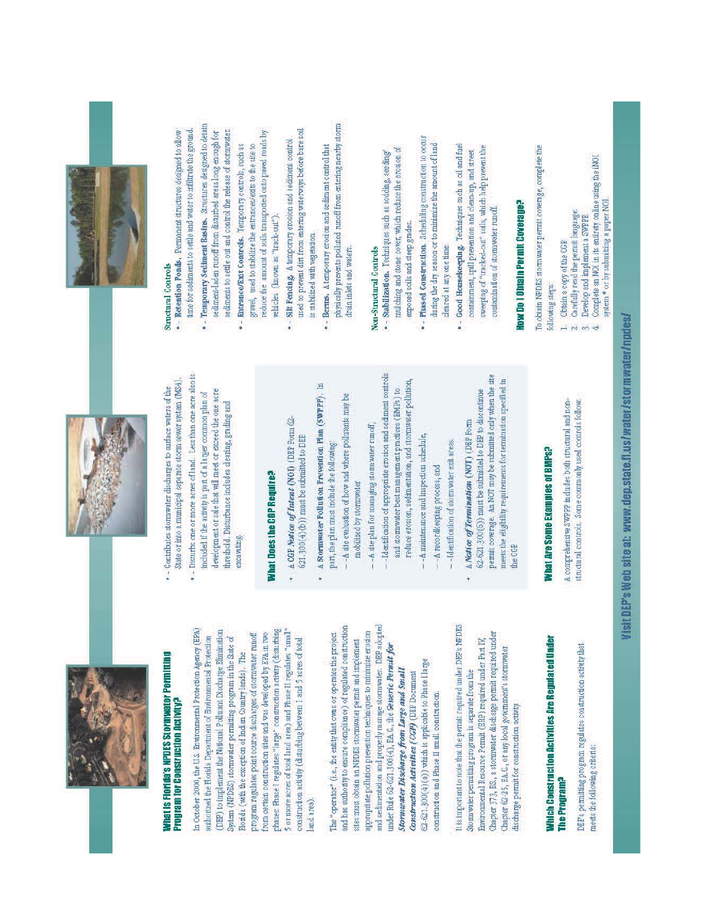## What Is Florida's NPDES Stormwater Permitting Program for Construction Activity?

In October 2000, the U.S. Environmental Protection Agency (EPA) authorized the Florida Department of Environmental Protection (DEP) to implement the National Pollutant Discharge Elimination System (NPDES) stormwater permitting program in the State of Florida (with the exception of Indian Country lands). The program regulates point source discharges of stormwater runoff from certain construction sites and was developed by EPA in two phases: Phase I regulates "large" construction activity (disturbing 5 or more acres of total land area) and Phase II regulates "small" construction activity (disturbing between 1 and 5 acres of total land area).

The "operator" (i.e., the entity that owns or operates the project and has authority to ensure compliance) of regulated construction sites must obtain an NPDES stormwater permit and implement appropriate pollution prevention techniques to minimize erosion and sedimentation and properly manage stormwater. DEP adopted under Rule 62-621.300(4), F.A.C., the ***Generic Permit for Stormwater Discharge from Large and Small Construction Activities (CGP)*** (DEP Document 62-621.300(4)(a)) which is applicable to Phase I large construction and Phase II small construction.

It is important to note that the permit required under DEP's NPDES Stormwater permitting program is separate from the Environmental Resource Permit (ERP) required under Part IV, Chapter 373, F.S., a stormwater discharge permit required under Chapter 62-25, F.A.C., or any local government's stormwater discharge permit for construction activity.

## Which Construction Activities Are Regulated Under The Program?

DEP's permitting program regulates construction activity that meets the following criteria:

- Contributes stormwater discharges to surface waters of the State or into a municipal separate storm sewer system (MS4).
- Disturbs one or more acres of land. Less than one acre also is included if the activity is part of a larger common plan of development or sale that will meet or exceed the one acre threshold. Disturbance includes clearing, grading and excavating.

## What Does the CGP Require?

- A CGP ***Notice of Intent*** **(NOI)** (DEP Form 62-621.300(4)(b)) must be submitted to DEP.
- **A Stormwater Pollution Prevention Plan (SWPPP).** In part, the plan must include the following:
  - A site evaluation of how and where pollutants may be mobilized by stormwater
  - A site plan for managing stormwater runoff;
  - Identification of appropriate erosion and sediment controls and stormwater best management practices (BMPs) to reduce erosion, sedimentation, and stormwater pollution;
  - A maintenance and inspection schedule;
  - A recordkeeping process; and
  - Identification of stormwater exit areas.
- A ***Notice of Termination*** **(NOT)** (DEP Form 62-621.300(6)) must be submitted to DEP to discontinue permit coverage. An NOT may be submitted only when the site meets the eligibility requirements for termination specified in the CGP.

## What Are Some Examples of BMPs?

A comprehensive SWPPP includes both structural and non-structural controls. Some commonly used controls follow:

### Structural Controls

- **Retention Ponds.** Permanent structures designed to allow time for sediments to settle and water to infiltrate the ground.
- **Temporary Sediment Basins.** Structures designed to detain sediment-laden runoff from disturbed areas long enough for sediments to settle out and control the release of stormwater.
- **Entrance/Exit Controls.** Temporary controls, such as gravel, used to stabilize the entrances/exits to the site to reduce the amount of soils transported onto paved roads by vehicles (known as "track-out").
- **Silt Fencing.** A temporary erosion and sediment control used to prevent dirt from entering waterways before bare soil is stabilized with vegetation.
- **Berms.** A temporary erosion and sediment control that physically prevents polluted runoff from entering nearby storm drain inlets and waters.

### Non-Structural Controls

- **Stabilization.** Techniques such as sodding, seeding/mulching and stone cover, which reduce the erosion of exposed soils and steep grades.
- **Phased Construction.** Scheduling construction to occur during the dry season or to minimize the amount of land cleared at any one time.
- **Good Housekeeping.** Techniques such as oil and fuel containment, spill prevention and clean-up, and street sweeping of "tracked-out" soils, which help prevent the contamination of stormwater runoff.

## How Do I Obtain Permit Coverage?

To obtain NPDES stormwater permit coverage, complete the following steps:

1. Obtain a copy of the CGP.
2. Carefully read the permit language.
3. Develop and implement a SWPPP.
4. Complete an NOI in its entirety online using the iNOI system* or by submitting a paper NOI.

**Visit DEP's Web site at: www.dep.state.fl.us/water/stormwater/npdes/**